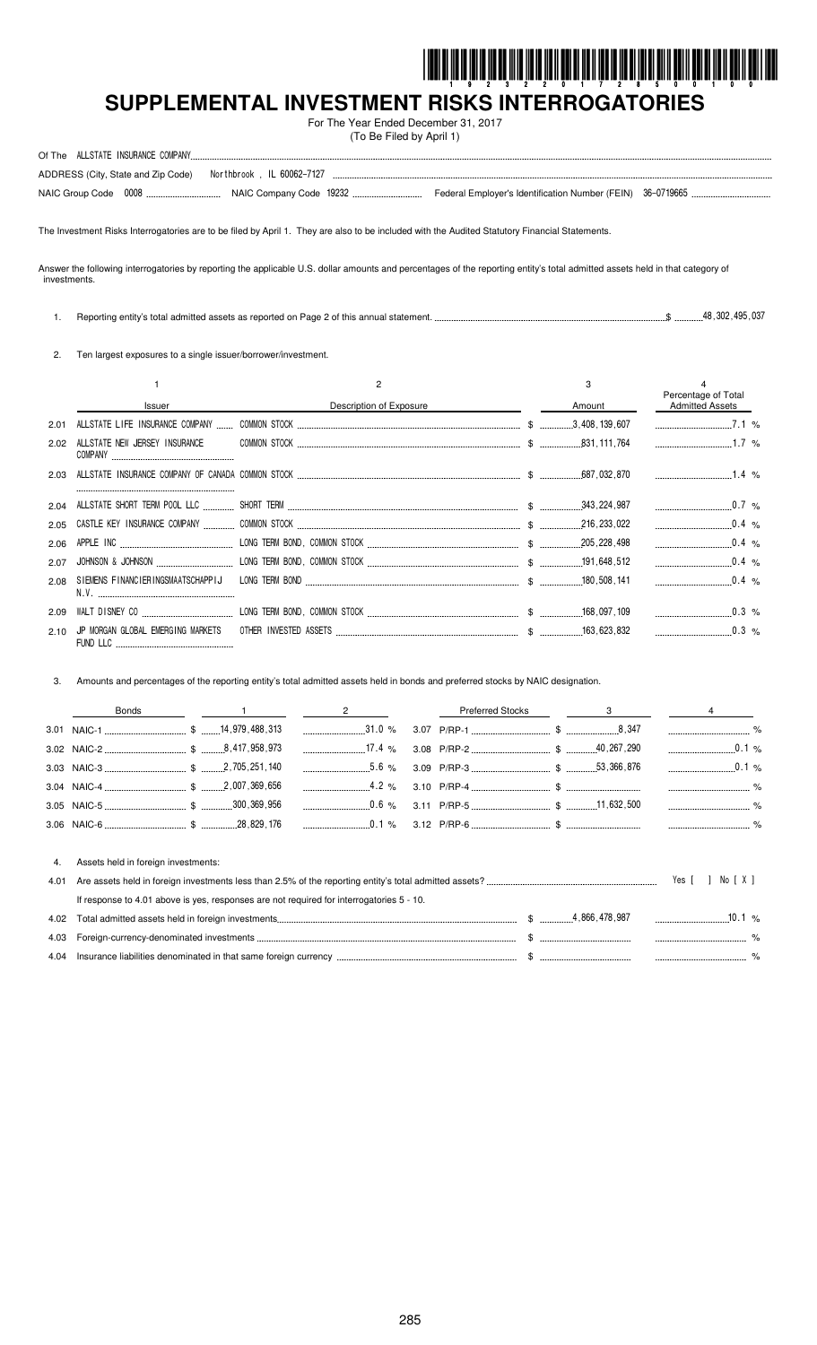# SUPPLEMENTAL INVESTMENT RISKS INTERROGATORIES

For The Year Ended December 31, 2017
(To Be Filed by April 1)

Of The ALLSTATE INSURANCE COMPANY

ADDRESS (City, State and Zip Code) Northbrook , IL 60062-7127

NAIC Group Code 0008 NAIC Company Code 19232 Federal Employer's Identification Number (FEIN) 36-0719665

The Investment Risks Interrogatories are to be filed by April 1. They are also to be included with the Audited Statutory Financial Statements.

Answer the following interrogatories by reporting the applicable U.S. dollar amounts and percentages of the reporting entity's total admitted assets held in that category of investments.

1. Reporting entity's total admitted assets as reported on Page 2 of this annual statement. $ 48,302,495,037

2. Ten largest exposures to a single issuer/borrower/investment.

| | 1 | 2 | 3 | 4 |
|---|---|---|---|---|
| | Issuer | Description of Exposure | Amount | Percentage of Total Admitted Assets |
| 2.01 | ALLSTATE LIFE INSURANCE COMPANY | COMMON STOCK | $ 3,408,139,607 | 7.1 % |
| 2.02 | ALLSTATE NEW JERSEY INSURANCE COMPANY | COMMON STOCK | $ 831,111,764 | 1.7 % |
| 2.03 | ALLSTATE INSURANCE COMPANY OF CANADA | COMMON STOCK | $ 687,032,870 | 1.4 % |
| 2.04 | ALLSTATE SHORT TERM POOL LLC | SHORT TERM | $ 343,224,987 | 0.7 % |
| 2.05 | CASTLE KEY INSURANCE COMPANY | COMMON STOCK | $ 216,233,022 | 0.4 % |
| 2.06 | APPLE INC | LONG TERM BOND, COMMON STOCK | $ 205,228,498 | 0.4 % |
| 2.07 | JOHNSON & JOHNSON | LONG TERM BOND, COMMON STOCK | $ 191,648,512 | 0.4 % |
| 2.08 | SIEMENS FINANCIERINGSMAATSCHAPPIJ N.V. | LONG TERM BOND | $ 180,508,141 | 0.4 % |
| 2.09 | WALT DISNEY CO | LONG TERM BOND, COMMON STOCK | $ 168,097,109 | 0.3 % |
| 2.10 | JP MORGAN GLOBAL EMERGING MARKETS FUND LLC | OTHER INVESTED ASSETS | $ 163,623,832 | 0.3 % |

3. Amounts and percentages of the reporting entity's total admitted assets held in bonds and preferred stocks by NAIC designation.

| Bonds | 1 | 2 | Preferred Stocks | 3 | 4 |
|---|---|---|---|---|---|
| 3.01 NAIC-1 | $ 14,979,488,313 | 31.0 % | 3.07 P/RP-1 | $ 8,347 | % |
| 3.02 NAIC-2 | $ 8,417,958,973 | 17.4 % | 3.08 P/RP-2 | $ 40,267,290 | 0.1 % |
| 3.03 NAIC-3 | $ 2,705,251,140 | 5.6 % | 3.09 P/RP-3 | $ 53,366,876 | 0.1 % |
| 3.04 NAIC-4 | $ 2,007,369,656 | 4.2 % | 3.10 P/RP-4 | $ | % |
| 3.05 NAIC-5 | $ 300,369,956 | 0.6 % | 3.11 P/RP-5 | $ 11,632,500 | % |
| 3.06 NAIC-6 | $ 28,829,176 | 0.1 % | 3.12 P/RP-6 | $ | % |

4. Assets held in foreign investments:

4.01 Are assets held in foreign investments less than 2.5% of the reporting entity's total admitted assets? Yes [ ] No [ X ]

If response to 4.01 above is yes, responses are not required for interrogatories 5 - 10.

| | | | |
|---|---|---|---|
| 4.02 | Total admitted assets held in foreign investments | $ 4,866,478,987 | 10.1 % |
| 4.03 | Foreign-currency-denominated investments | $ | % |
| 4.04 | Insurance liabilities denominated in that same foreign currency | $ | % |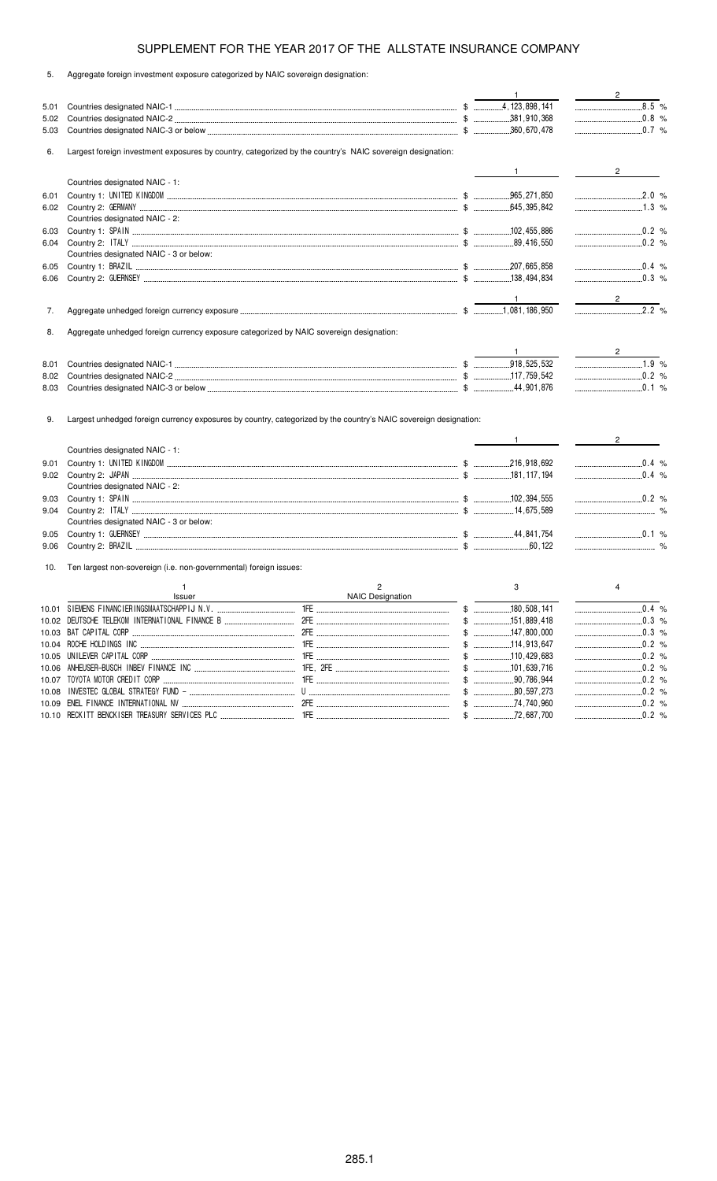SUPPLEMENT FOR THE YEAR 2017 OF THE ALLSTATE INSURANCE COMPANY

5. Aggregate foreign investment exposure categorized by NAIC sovereign designation:

| | | 1 | 2 |
|---|---|---|---|
| 5.01 | Countries designated NAIC-1 | $ 4,123,898,141 | 8.5 % |
| 5.02 | Countries designated NAIC-2 | $ 381,910,368 | 0.8 % |
| 5.03 | Countries designated NAIC-3 or below | $ 360,670,478 | 0.7 % |

6. Largest foreign investment exposures by country, categorized by the country's NAIC sovereign designation:

| | | 1 | 2 |
|---|---|---|---|
| | Countries designated NAIC - 1: | | |
| 6.01 | Country 1: UNITED KINGDOM | $ 965,271,850 | 2.0 % |
| 6.02 | Country 2: GERMANY | $ 645,395,842 | 1.3 % |
| | Countries designated NAIC - 2: | | |
| 6.03 | Country 1: SPAIN | $ 102,455,886 | 0.2 % |
| 6.04 | Country 2: ITALY | $ 89,416,550 | 0.2 % |
| | Countries designated NAIC - 3 or below: | | |
| 6.05 | Country 1: BRAZIL | $ 207,665,858 | 0.4 % |
| 6.06 | Country 2: GUERNSEY | $ 138,494,834 | 0.3 % |

| | | 1 | 2 |
|---|---|---|---|
| 7. | Aggregate unhedged foreign currency exposure | $ 1,081,186,950 | 2.2 % |

8. Aggregate unhedged foreign currency exposure categorized by NAIC sovereign designation:

| | | 1 | 2 |
|---|---|---|---|
| 8.01 | Countries designated NAIC-1 | $ 918,525,532 | 1.9 % |
| 8.02 | Countries designated NAIC-2 | $ 117,759,542 | 0.2 % |
| 8.03 | Countries designated NAIC-3 or below | $ 44,901,876 | 0.1 % |

9. Largest unhedged foreign currency exposures by country, categorized by the country's NAIC sovereign designation:

| | | 1 | 2 |
|---|---|---|---|
| | Countries designated NAIC - 1: | | |
| 9.01 | Country 1: UNITED KINGDOM | $ 216,918,692 | 0.4 % |
| 9.02 | Country 2: JAPAN | $ 181,117,194 | 0.4 % |
| | Countries designated NAIC - 2: | | |
| 9.03 | Country 1: SPAIN | $ 102,394,555 | 0.2 % |
| 9.04 | Country 2: ITALY | $ 14,675,589 | % |
| | Countries designated NAIC - 3 or below: | | |
| 9.05 | Country 1: GUERNSEY | $ 44,841,754 | 0.1 % |
| 9.06 | Country 2: BRAZIL | $ 60,122 | % |

10. Ten largest non-sovereign (i.e. non-governmental) foreign issues:

| | 1<br>Issuer | 2<br>NAIC Designation | 3 | 4 |
|---|---|---|---|---|
| 10.01 | SIEMENS FINANCIERINGSMAATSCHAPPIJ N.V. | 1FE | $ 180,508,141 | 0.4 % |
| 10.02 | DEUTSCHE TELEKOM INTERNATIONAL FINANCE B | 2FE | $ 151,889,418 | 0.3 % |
| 10.03 | BAT CAPITAL CORP | 2FE | $ 147,800,000 | 0.3 % |
| 10.04 | ROCHE HOLDINGS INC | 1FE | $ 114,913,647 | 0.2 % |
| 10.05 | UNILEVER CAPITAL CORP | 1FE | $ 110,429,683 | 0.2 % |
| 10.06 | ANHEUSER-BUSCH INBEV FINANCE INC | 1FE, 2FE | $ 101,639,716 | 0.2 % |
| 10.07 | TOYOTA MOTOR CREDIT CORP | 1FE | $ 90,786,944 | 0.2 % |
| 10.08 | INVESTEC GLOBAL STRATEGY FUND - | U | $ 80,597,273 | 0.2 % |
| 10.09 | ENEL FINANCE INTERNATIONAL NV | 2FE | $ 74,740,960 | 0.2 % |
| 10.10 | RECKITT BENCKISER TREASURY SERVICES PLC | 1FE | $ 72,687,700 | 0.2 % |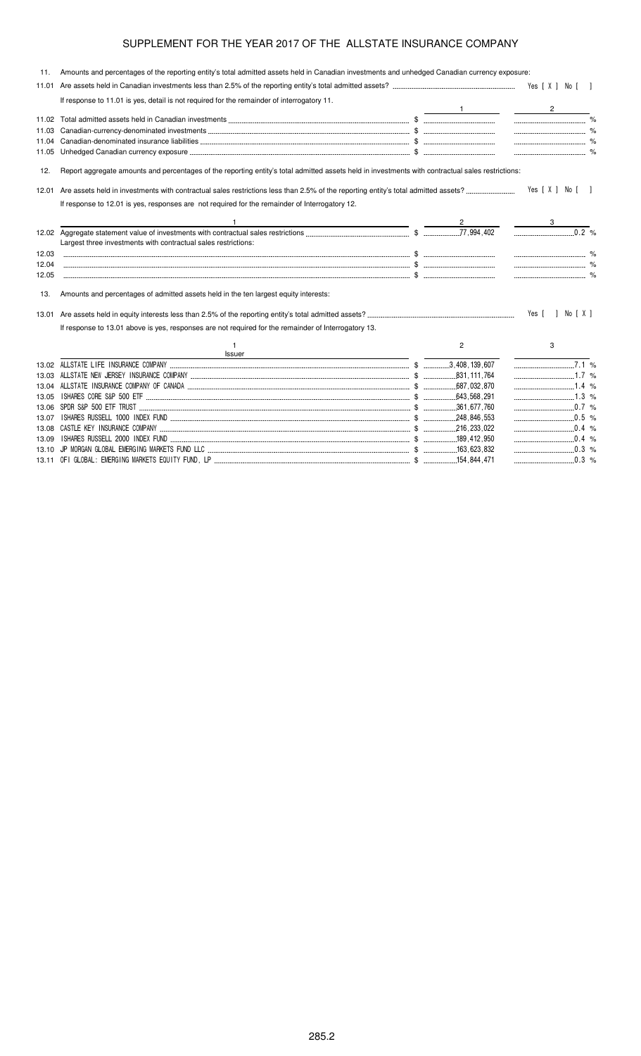# SUPPLEMENT FOR THE YEAR 2017 OF THE ALLSTATE INSURANCE COMPANY

11. Amounts and percentages of the reporting entity's total admitted assets held in Canadian investments and unhedged Canadian currency exposure:

11.01 Are assets held in Canadian investments less than 2.5% of the reporting entity's total admitted assets? Yes [ X ] No [ ]

If response to 11.01 is yes, detail is not required for the remainder of interrogatory 11.

| | | 1 | 2 |
|---|---|---|---|
| 11.02 | Total admitted assets held in Canadian investments | $ | % |
| 11.03 | Canadian-currency-denominated investments | $ | % |
| 11.04 | Canadian-denominated insurance liabilities | $ | % |
| 11.05 | Unhedged Canadian currency exposure | $ | % |

12. Report aggregate amounts and percentages of the reporting entity's total admitted assets held in investments with contractual sales restrictions:

12.01 Are assets held in investments with contractual sales restrictions less than 2.5% of the reporting entity's total admitted assets? Yes [ X ] No [ ]

If response to 12.01 is yes, responses are not required for the remainder of Interrogatory 12.

| | 1 | 2 | 3 |
|---|---|---|---|
| 12.02 | Aggregate statement value of investments with contractual sales restrictions | $ 77,994,402 | 0.2 % |
| | Largest three investments with contractual sales restrictions: | | |
| 12.03 | | $ | % |
| 12.04 | | $ | % |
| 12.05 | | $ | % |

13. Amounts and percentages of admitted assets held in the ten largest equity interests:

13.01 Are assets held in equity interests less than 2.5% of the reporting entity's total admitted assets? Yes [ ] No [ X ]

If response to 13.01 above is yes, responses are not required for the remainder of Interrogatory 13.

| | 1<br>Issuer | 2 | 3 |
|---|---|---|---|
| 13.02 | ALLSTATE LIFE INSURANCE COMPANY | $ 3,408,139,607 | 7.1 % |
| 13.03 | ALLSTATE NEW JERSEY INSURANCE COMPANY | $ 831,111,764 | 1.7 % |
| 13.04 | ALLSTATE INSURANCE COMPANY OF CANADA | $ 687,032,870 | 1.4 % |
| 13.05 | ISHARES CORE S&P 500 ETF | $ 643,568,291 | 1.3 % |
| 13.06 | SPDR S&P 500 ETF TRUST | $ 361,677,760 | 0.7 % |
| 13.07 | ISHARES RUSSELL 1000 INDEX FUND | $ 248,846,553 | 0.5 % |
| 13.08 | CASTLE KEY INSURANCE COMPANY | $ 216,233,022 | 0.4 % |
| 13.09 | ISHARES RUSSELL 2000 INDEX FUND | $ 189,412,950 | 0.4 % |
| 13.10 | JP MORGAN GLOBAL EMERGING MARKETS FUND LLC | $ 163,623,832 | 0.3 % |
| 13.11 | OFI GLOBAL: EMERGING MARKETS EQUITY FUND, LP | $ 154,844,471 | 0.3 % |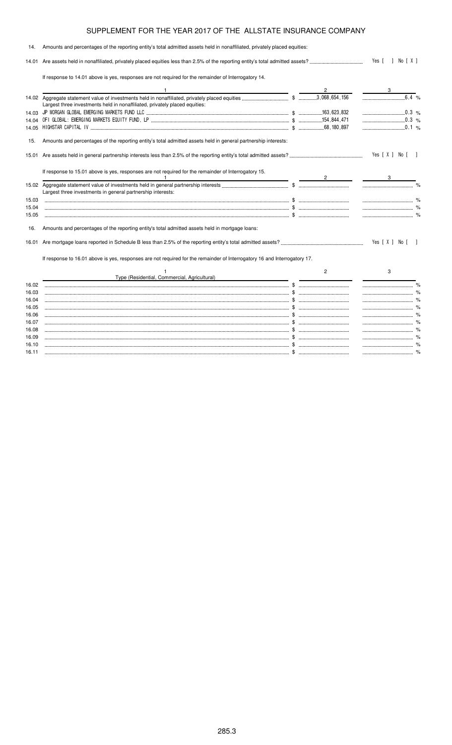# SUPPLEMENT FOR THE YEAR 2017 OF THE ALLSTATE INSURANCE COMPANY

14. Amounts and percentages of the reporting entity's total admitted assets held in nonaffiliated, privately placed equities:

14.01 Are assets held in nonaffiliated, privately placed equities less than 2.5% of the reporting entity's total admitted assets? Yes [ ] No [ X ]

If response to 14.01 above is yes, responses are not required for the remainder of Interrogatory 14.

| | 1 | 2 | 3 |
|---|---|---|---|
| 14.02 | Aggregate statement value of investments held in nonaffiliated, privately placed equities | $ 3,068,654,156 | 6.4 % |
| | Largest three investments held in nonaffiliated, privately placed equities: | | |
| 14.03 | JP MORGAN GLOBAL EMERGING MARKETS FUND LLC | $ 163,623,832 | 0.3 % |
| 14.04 | OFI GLOBAL: EMERGING MARKETS EQUITY FUND, LP | $ 154,844,471 | 0.3 % |
| 14.05 | HIGHSTAR CAPITAL IV | $ 68,180,897 | 0.1 % |

15. Amounts and percentages of the reporting entity's total admitted assets held in general partnership interests:

15.01 Are assets held in general partnership interests less than 2.5% of the reporting entity's total admitted assets? Yes [ X ] No [ ]

If response to 15.01 above is yes, responses are not required for the remainder of Interrogatory 15.

| | 1 | 2 | 3 |
|---|---|---|---|
| 15.02 | Aggregate statement value of investments held in general partnership interests | $ | % |
| | Largest three investments in general partnership interests: | | |
| 15.03 | | $ | % |
| 15.04 | | $ | % |
| 15.05 | | $ | % |

16. Amounts and percentages of the reporting entity's total admitted assets held in mortgage loans:

16.01 Are mortgage loans reported in Schedule B less than 2.5% of the reporting entity's total admitted assets? Yes [ X ] No [ ]

If response to 16.01 above is yes, responses are not required for the remainder of Interrogatory 16 and Interrogatory 17.

| | 1<br>Type (Residential, Commercial, Agricultural) | 2 | 3 |
|---|---|---|---|
| 16.02 | | $ | % |
| 16.03 | | $ | % |
| 16.04 | | $ | % |
| 16.05 | | $ | % |
| 16.06 | | $ | % |
| 16.07 | | $ | % |
| 16.08 | | $ | % |
| 16.09 | | $ | % |
| 16.10 | | $ | % |
| 16.11 | | $ | % |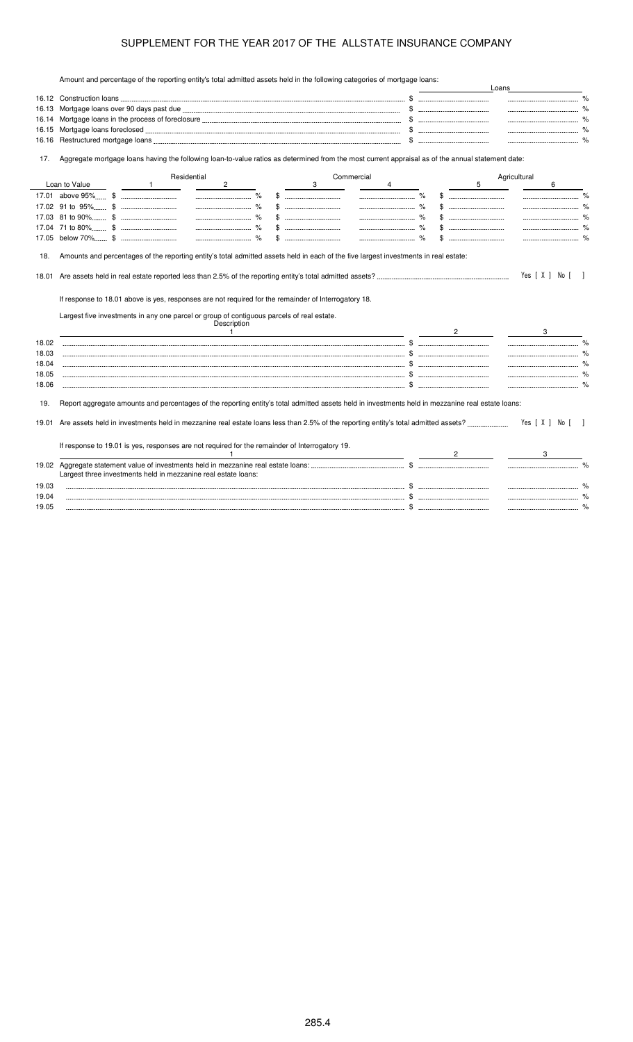# SUPPLEMENT FOR THE YEAR 2017 OF THE ALLSTATE INSURANCE COMPANY

Amount and percentage of the reporting entity's total admitted assets held in the following categories of mortgage loans:

| | Loans | |
|---|---|---|
| 16.12 Construction loans | $ | % |
| 16.13 Mortgage loans over 90 days past due | $ | % |
| 16.14 Mortgage loans in the process of foreclosure | $ | % |
| 16.15 Mortgage loans foreclosed | $ | % |
| 16.16 Restructured mortgage loans | $ | % |

17. Aggregate mortgage loans having the following loan-to-value ratios as determined from the most current appraisal as of the annual statement date:

| | Residential | | Commercial | | Agricultural | |
|---|---|---|---|---|---|---|
| Loan to Value | 1 | 2 | 3 | 4 | 5 | 6 |
| 17.01 above 95% | $ | % | $ | % | $ | % |
| 17.02 91 to 95% | $ | % | $ | % | $ | % |
| 17.03 81 to 90% | $ | % | $ | % | $ | % |
| 17.04 71 to 80% | $ | % | $ | % | $ | % |
| 17.05 below 70% | $ | % | $ | % | $ | % |

18. Amounts and percentages of the reporting entity's total admitted assets held in each of the five largest investments in real estate:

18.01 Are assets held in real estate reported less than 2.5% of the reporting entity's total admitted assets? Yes [ X ] No [ ]

If response to 18.01 above is yes, responses are not required for the remainder of Interrogatory 18.

Largest five investments in any one parcel or group of contiguous parcels of real estate.

| | Description<br>1 | 2 | 3 |
|---|---|---|---|
| 18.02 | | $ | % |
| 18.03 | | $ | % |
| 18.04 | | $ | % |
| 18.05 | | $ | % |
| 18.06 | | $ | % |

19. Report aggregate amounts and percentages of the reporting entity's total admitted assets held in investments held in mezzanine real estate loans:

19.01 Are assets held in investments held in mezzanine real estate loans less than 2.5% of the reporting entity's total admitted assets? Yes [ X ] No [ ]

If response to 19.01 is yes, responses are not required for the remainder of Interrogatory 19.

| | 1 | 2 | 3 |
|---|---|---|---|
| 19.02 | Aggregate statement value of investments held in mezzanine real estate loans: | $ | % |
| | Largest three investments held in mezzanine real estate loans: | | |
| 19.03 | | $ | % |
| 19.04 | | $ | % |
| 19.05 | | $ | % |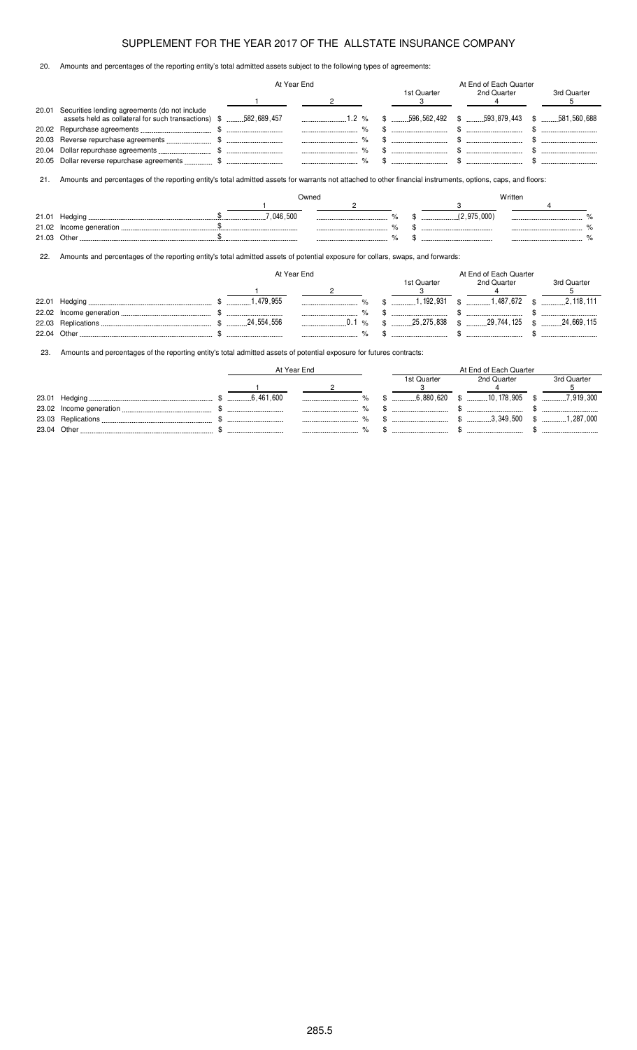# SUPPLEMENT FOR THE YEAR 2017 OF THE ALLSTATE INSURANCE COMPANY

20. Amounts and percentages of the reporting entity's total admitted assets subject to the following types of agreements:

| | At Year End 1 | At Year End 2 | At End of Each Quarter 1st Quarter 3 | At End of Each Quarter 2nd Quarter 4 | At End of Each Quarter 3rd Quarter 5 |
|---|---|---|---|---|---|
| 20.01 Securities lending agreements (do not include assets held as collateral for such transactions) | $ 582,689,457 | 1.2 % | $ 596,562,492 | $ 593,879,443 | $ 581,560,688 |
| 20.02 Repurchase agreements | $ | % | $ | $ | $ |
| 20.03 Reverse repurchase agreements | $ | % | $ | $ | $ |
| 20.04 Dollar repurchase agreements | $ | % | $ | $ | $ |
| 20.05 Dollar reverse repurchase agreements | $ | % | $ | $ | $ |

21. Amounts and percentages of the reporting entity's total admitted assets for warrants not attached to other financial instruments, options, caps, and floors:

| | Owned 1 | Owned 2 | Written 3 | Written 4 |
|---|---|---|---|---|
| 21.01 Hedging | $ 7,046,500 | % | $ (2,975,000) | % |
| 21.02 Income generation | $ | % | $ | % |
| 21.03 Other | $ | % | $ | % |

22. Amounts and percentages of the reporting entity's total admitted assets of potential exposure for collars, swaps, and forwards:

| | At Year End 1 | At Year End 2 | At End of Each Quarter 1st Quarter 3 | At End of Each Quarter 2nd Quarter 4 | At End of Each Quarter 3rd Quarter 5 |
|---|---|---|---|---|---|
| 22.01 Hedging | $ 1,479,955 | % | $ 1,192,931 | $ 1,487,672 | $ 2,118,111 |
| 22.02 Income generation | $ | % | $ | $ | $ |
| 22.03 Replications | $ 24,554,556 | 0.1 % | $ 25,275,838 | $ 29,744,125 | $ 24,669,115 |
| 22.04 Other | $ | % | $ | $ | $ |

23. Amounts and percentages of the reporting entity's total admitted assets of potential exposure for futures contracts:

| | At Year End 1 | At Year End 2 | At End of Each Quarter 1st Quarter 3 | At End of Each Quarter 2nd Quarter 4 | At End of Each Quarter 3rd Quarter 5 |
|---|---|---|---|---|---|
| 23.01 Hedging | $ 6,461,600 | % | $ 6,880,620 | $ 10,178,905 | $ 7,919,300 |
| 23.02 Income generation | $ | % | $ | $ | $ |
| 23.03 Replications | $ | % | $ | $ 3,349,500 | $ 1,287,000 |
| 23.04 Other | $ | % | $ | $ | $ |